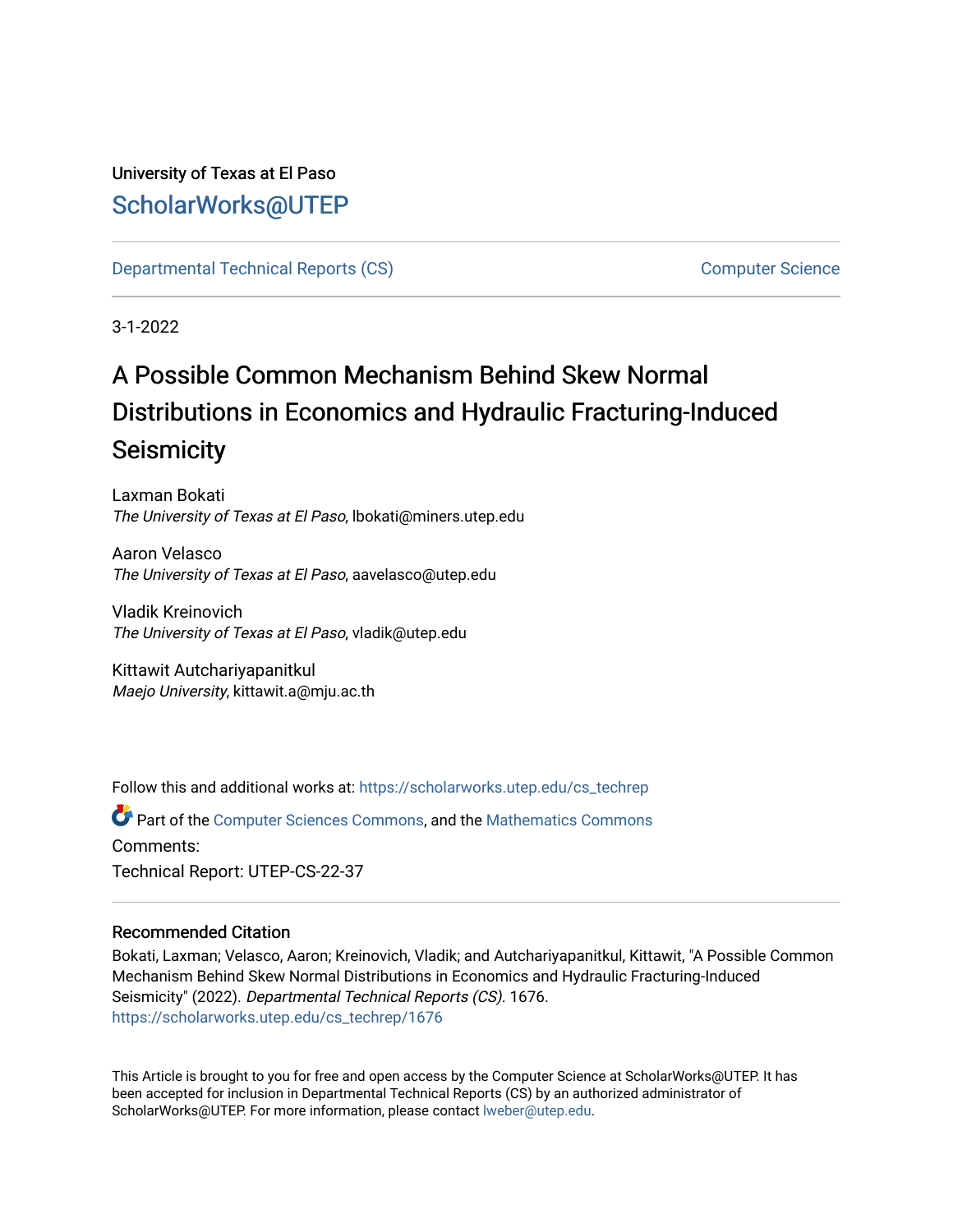University of Texas at El Paso

## ScholarWorks@UTEP

Departmental Technical Reports (CS) Computer Science

3-1-2022

# A Possible Common Mechanism Behind Skew Normal Distributions in Economics and Hydraulic Fracturing-Induced Seismicity

Laxman Bokati
*The University of Texas at El Paso*, lbokati@miners.utep.edu

Aaron Velasco
*The University of Texas at El Paso*, aavelasco@utep.edu

Vladik Kreinovich
*The University of Texas at El Paso*, vladik@utep.edu

Kittawit Autchariyapanitkul
*Maejo University*, kittawit.a@mju.ac.th

Follow this and additional works at: https://scholarworks.utep.edu/cs_techrep

Part of the Computer Sciences Commons, and the Mathematics Commons

Comments:

Technical Report: UTEP-CS-22-37

### Recommended Citation

Bokati, Laxman; Velasco, Aaron; Kreinovich, Vladik; and Autchariyapanitkul, Kittawit, "A Possible Common Mechanism Behind Skew Normal Distributions in Economics and Hydraulic Fracturing-Induced Seismicity" (2022). *Departmental Technical Reports (CS)*. 1676.
https://scholarworks.utep.edu/cs_techrep/1676

This Article is brought to you for free and open access by the Computer Science at ScholarWorks@UTEP. It has been accepted for inclusion in Departmental Technical Reports (CS) by an authorized administrator of ScholarWorks@UTEP. For more information, please contact lweber@utep.edu.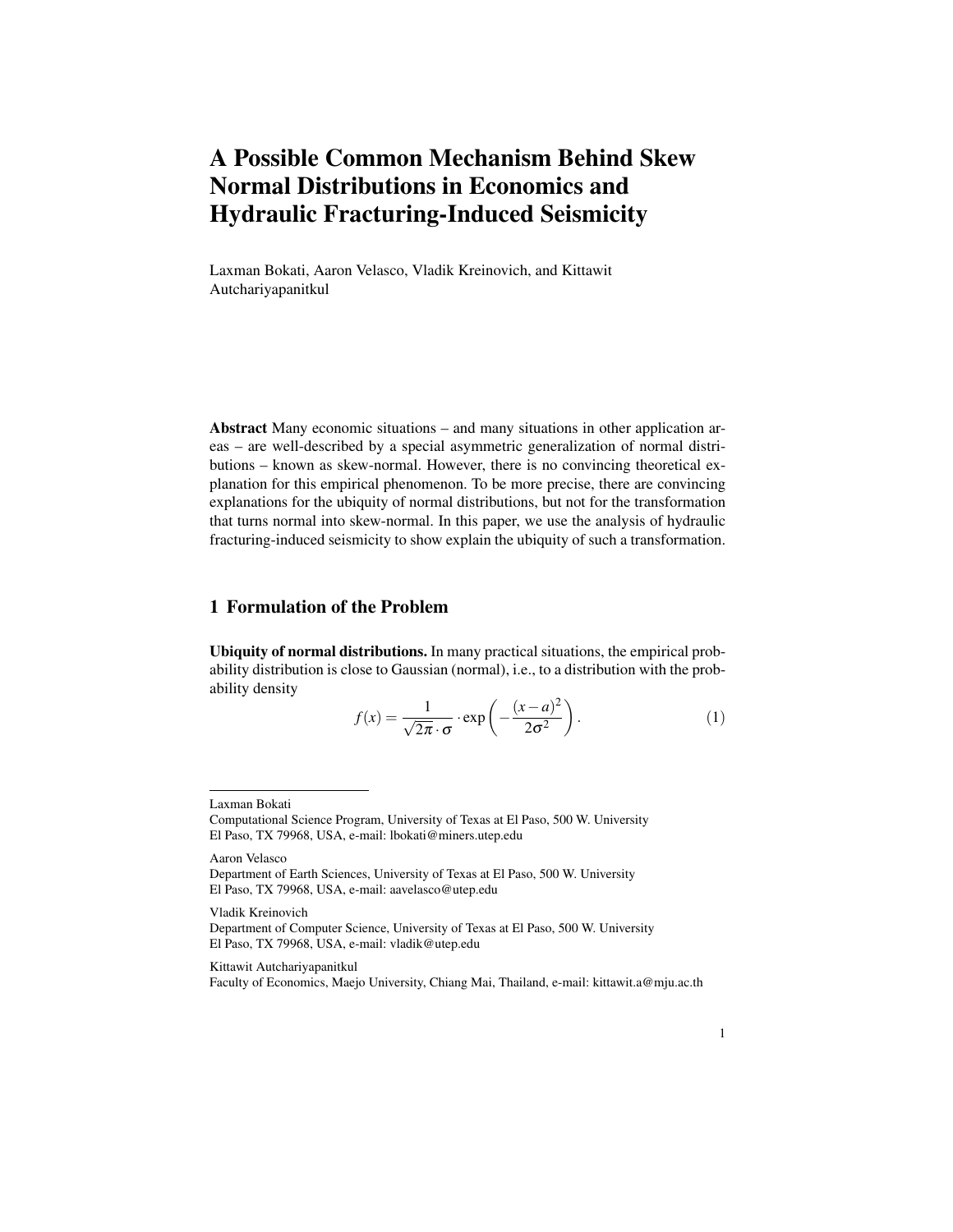# A Possible Common Mechanism Behind Skew Normal Distributions in Economics and Hydraulic Fracturing-Induced Seismicity

Laxman Bokati, Aaron Velasco, Vladik Kreinovich, and Kittawit Autchariyapanitkul

**Abstract** Many economic situations – and many situations in other application areas – are well-described by a special asymmetric generalization of normal distributions – known as skew-normal. However, there is no convincing theoretical explanation for this empirical phenomenon. To be more precise, there are convincing explanations for the ubiquity of normal distributions, but not for the transformation that turns normal into skew-normal. In this paper, we use the analysis of hydraulic fracturing-induced seismicity to show explain the ubiquity of such a transformation.

## 1 Formulation of the Problem

**Ubiquity of normal distributions.** In many practical situations, the empirical probability distribution is close to Gaussian (normal), i.e., to a distribution with the probability density

$$f(x) = \frac{1}{\sqrt{2\pi} \cdot \sigma} \cdot \exp\left(-\frac{(x-a)^2}{2\sigma^2}\right). \tag{1}$$

---

Laxman Bokati
Computational Science Program, University of Texas at El Paso, 500 W. University
El Paso, TX 79968, USA, e-mail: lbokati@miners.utep.edu

Aaron Velasco
Department of Earth Sciences, University of Texas at El Paso, 500 W. University
El Paso, TX 79968, USA, e-mail: aavelasco@utep.edu

Vladik Kreinovich
Department of Computer Science, University of Texas at El Paso, 500 W. University
El Paso, TX 79968, USA, e-mail: vladik@utep.edu

Kittawit Autchariyapanitkul
Faculty of Economics, Maejo University, Chiang Mai, Thailand, e-mail: kittawit.a@mju.ac.th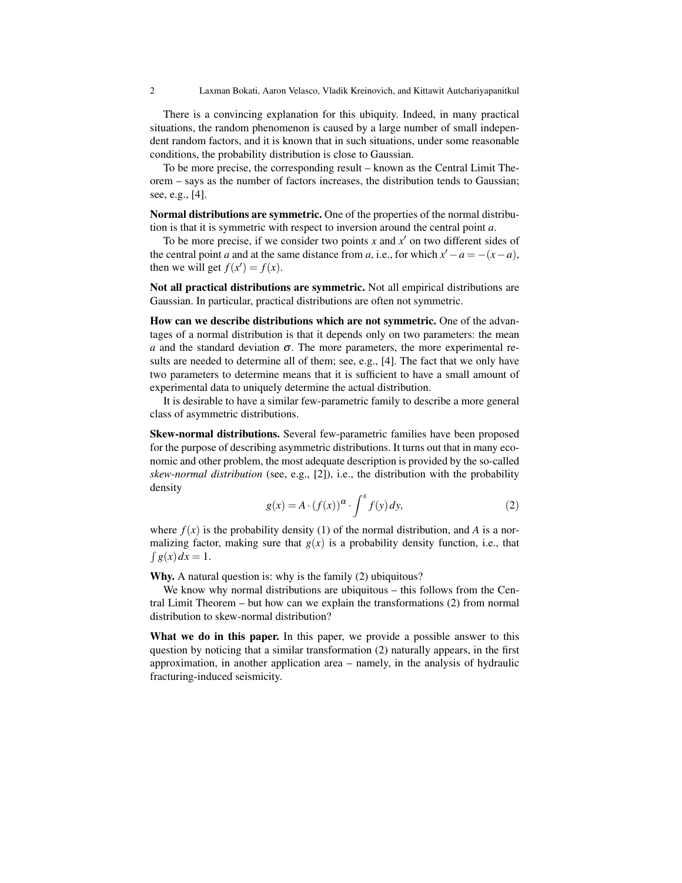There is a convincing explanation for this ubiquity. Indeed, in many practical situations, the random phenomenon is caused by a large number of small independent random factors, and it is known that in such situations, under some reasonable conditions, the probability distribution is close to Gaussian.

To be more precise, the corresponding result – known as the Central Limit Theorem – says as the number of factors increases, the distribution tends to Gaussian; see, e.g., [4].

**Normal distributions are symmetric.** One of the properties of the normal distribution is that it is symmetric with respect to inversion around the central point $a$.

To be more precise, if we consider two points $x$ and $x'$ on two different sides of the central point $a$ and at the same distance from $a$, i.e., for which $x' - a = -(x - a)$, then we will get $f(x') = f(x)$.

**Not all practical distributions are symmetric.** Not all empirical distributions are Gaussian. In particular, practical distributions are often not symmetric.

**How can we describe distributions which are not symmetric.** One of the advantages of a normal distribution is that it depends only on two parameters: the mean $a$ and the standard deviation $\sigma$. The more parameters, the more experimental results are needed to determine all of them; see, e.g., [4]. The fact that we only have two parameters to determine means that it is sufficient to have a small amount of experimental data to uniquely determine the actual distribution.

It is desirable to have a similar few-parametric family to describe a more general class of asymmetric distributions.

**Skew-normal distributions.** Several few-parametric families have been proposed for the purpose of describing asymmetric distributions. It turns out that in many economic and other problem, the most adequate description is provided by the so-called *skew-normal distribution* (see, e.g., [2]), i.e., the distribution with the probability density

$$g(x) = A \cdot (f(x))^{\alpha} \cdot \int^{x} f(y)\,dy, \tag{2}$$

where $f(x)$ is the probability density (1) of the normal distribution, and $A$ is a normalizing factor, making sure that $g(x)$ is a probability density function, i.e., that $\int g(x)\,dx = 1$.

**Why.** A natural question is: why is the family (2) ubiquitous?

We know why normal distributions are ubiquitous – this follows from the Central Limit Theorem – but how can we explain the transformations (2) from normal distribution to skew-normal distribution?

**What we do in this paper.** In this paper, we provide a possible answer to this question by noticing that a similar transformation (2) naturally appears, in the first approximation, in another application area – namely, in the analysis of hydraulic fracturing-induced seismicity.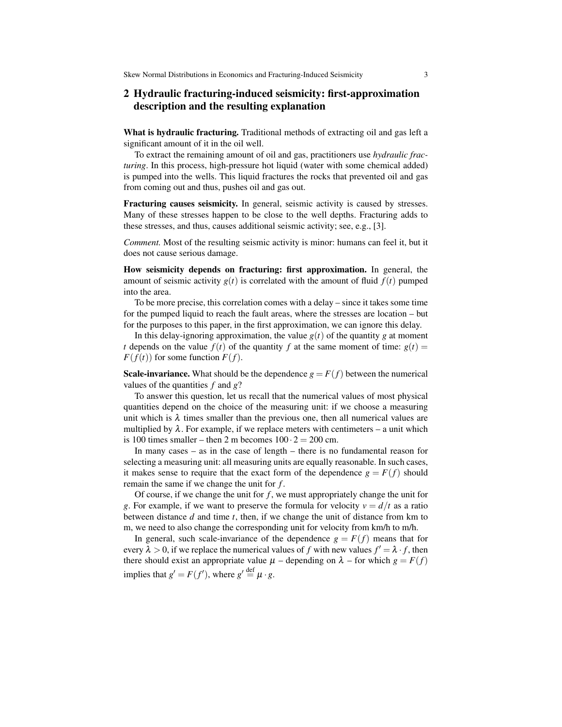## 2 Hydraulic fracturing-induced seismicity: first-approximation description and the resulting explanation

**What is hydraulic fracturing.** Traditional methods of extracting oil and gas left a significant amount of it in the oil well.

To extract the remaining amount of oil and gas, practitioners use *hydraulic fracturing*. In this process, high-pressure hot liquid (water with some chemical added) is pumped into the wells. This liquid fractures the rocks that prevented oil and gas from coming out and thus, pushes oil and gas out.

**Fracturing causes seismicity.** In general, seismic activity is caused by stresses. Many of these stresses happen to be close to the well depths. Fracturing adds to these stresses, and thus, causes additional seismic activity; see, e.g., [3].

*Comment.* Most of the resulting seismic activity is minor: humans can feel it, but it does not cause serious damage.

**How seismicity depends on fracturing: first approximation.** In general, the amount of seismic activity $g(t)$ is correlated with the amount of fluid $f(t)$ pumped into the area.

To be more precise, this correlation comes with a delay – since it takes some time for the pumped liquid to reach the fault areas, where the stresses are location – but for the purposes to this paper, in the first approximation, we can ignore this delay.

In this delay-ignoring approximation, the value $g(t)$ of the quantity $g$ at moment $t$ depends on the value $f(t)$ of the quantity $f$ at the same moment of time: $g(t) = F(f(t))$ for some function $F(f)$.

**Scale-invariance.** What should be the dependence $g = F(f)$ between the numerical values of the quantities $f$ and $g$?

To answer this question, let us recall that the numerical values of most physical quantities depend on the choice of the measuring unit: if we choose a measuring unit which is $\lambda$ times smaller than the previous one, then all numerical values are multiplied by $\lambda$. For example, if we replace meters with centimeters – a unit which is 100 times smaller – then 2 m becomes $100 \cdot 2 = 200$ cm.

In many cases – as in the case of length – there is no fundamental reason for selecting a measuring unit: all measuring units are equally reasonable. In such cases, it makes sense to require that the exact form of the dependence $g = F(f)$ should remain the same if we change the unit for $f$.

Of course, if we change the unit for $f$, we must appropriately change the unit for $g$. For example, if we want to preserve the formula for velocity $v = d/t$ as a ratio between distance $d$ and time $t$, then, if we change the unit of distance from km to m, we need to also change the corresponding unit for velocity from km/h to m/h.

In general, such scale-invariance of the dependence $g = F(f)$ means that for every $\lambda > 0$, if we replace the numerical values of $f$ with new values $f' = \lambda \cdot f$, then there should exist an appropriate value $\mu$ – depending on $\lambda$ – for which $g = F(f)$ implies that $g' = F(f')$, where $g' \stackrel{\text{def}}{=} \mu \cdot g$.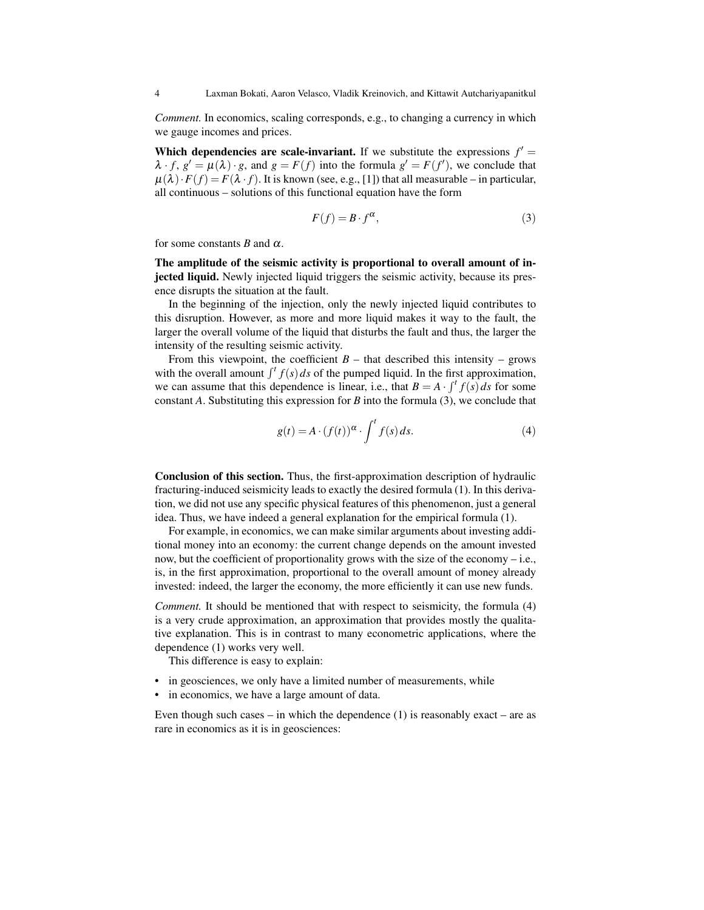*Comment.* In economics, scaling corresponds, e.g., to changing a currency in which we gauge incomes and prices.

**Which dependencies are scale-invariant.** If we substitute the expressions $f' = \lambda \cdot f$, $g' = \mu(\lambda) \cdot g$, and $g = F(f)$ into the formula $g' = F(f')$, we conclude that $\mu(\lambda) \cdot F(f) = F(\lambda \cdot f)$. It is known (see, e.g., [1]) that all measurable – in particular, all continuous – solutions of this functional equation have the form

$$F(f) = B \cdot f^{\alpha}, \tag{3}$$

for some constants $B$ and $\alpha$.

**The amplitude of the seismic activity is proportional to overall amount of injected liquid.** Newly injected liquid triggers the seismic activity, because its presence disrupts the situation at the fault.

In the beginning of the injection, only the newly injected liquid contributes to this disruption. However, as more and more liquid makes it way to the fault, the larger the overall volume of the liquid that disturbs the fault and thus, the larger the intensity of the resulting seismic activity.

From this viewpoint, the coefficient $B$ – that described this intensity – grows with the overall amount $\int^t f(s)\,ds$ of the pumped liquid. In the first approximation, we can assume that this dependence is linear, i.e., that $B = A \cdot \int^t f(s)\,ds$ for some constant $A$. Substituting this expression for $B$ into the formula (3), we conclude that

$$g(t) = A \cdot (f(t))^{\alpha} \cdot \int^t f(s)\,ds. \tag{4}$$

**Conclusion of this section.** Thus, the first-approximation description of hydraulic fracturing-induced seismicity leads to exactly the desired formula (1). In this derivation, we did not use any specific physical features of this phenomenon, just a general idea. Thus, we have indeed a general explanation for the empirical formula (1).

For example, in economics, we can make similar arguments about investing additional money into an economy: the current change depends on the amount invested now, but the coefficient of proportionality grows with the size of the economy – i.e., is, in the first approximation, proportional to the overall amount of money already invested: indeed, the larger the economy, the more efficiently it can use new funds.

*Comment.* It should be mentioned that with respect to seismicity, the formula (4) is a very crude approximation, an approximation that provides mostly the qualitative explanation. This is in contrast to many econometric applications, where the dependence (1) works very well.

This difference is easy to explain:

- in geosciences, we only have a limited number of measurements, while
- in economics, we have a large amount of data.

Even though such cases – in which the dependence (1) is reasonably exact – are as rare in economics as it is in geosciences: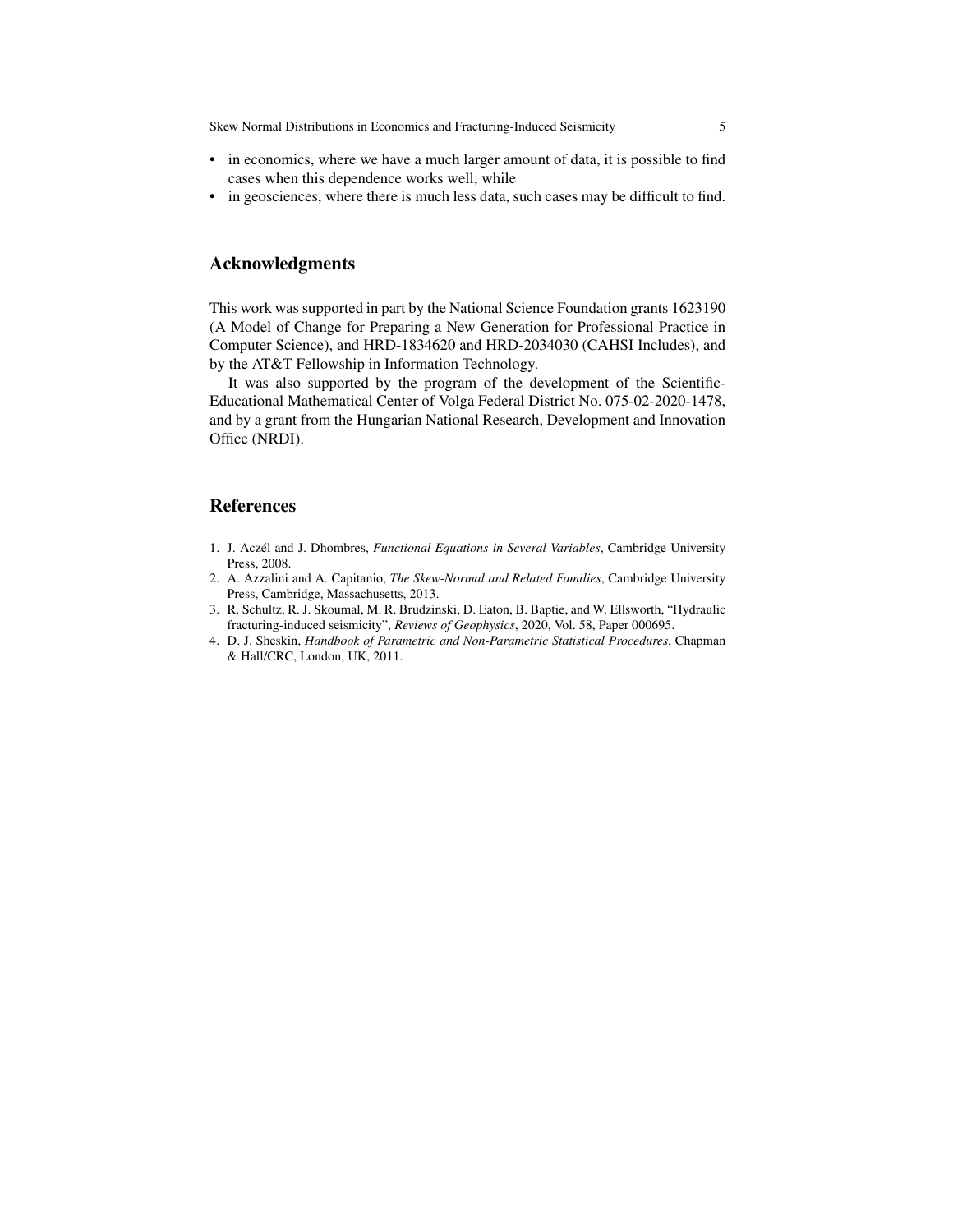- in economics, where we have a much larger amount of data, it is possible to find cases when this dependence works well, while
- in geosciences, where there is much less data, such cases may be difficult to find.

## Acknowledgments

This work was supported in part by the National Science Foundation grants 1623190 (A Model of Change for Preparing a New Generation for Professional Practice in Computer Science), and HRD-1834620 and HRD-2034030 (CAHSI Includes), and by the AT&T Fellowship in Information Technology.

It was also supported by the program of the development of the Scientific-Educational Mathematical Center of Volga Federal District No. 075-02-2020-1478, and by a grant from the Hungarian National Research, Development and Innovation Office (NRDI).

## References

1. J. Aczél and J. Dhombres, *Functional Equations in Several Variables*, Cambridge University Press, 2008.
2. A. Azzalini and A. Capitanio, *The Skew-Normal and Related Families*, Cambridge University Press, Cambridge, Massachusetts, 2013.
3. R. Schultz, R. J. Skoumal, M. R. Brudzinski, D. Eaton, B. Baptie, and W. Ellsworth, "Hydraulic fracturing-induced seismicity", *Reviews of Geophysics*, 2020, Vol. 58, Paper 000695.
4. D. J. Sheskin, *Handbook of Parametric and Non-Parametric Statistical Procedures*, Chapman & Hall/CRC, London, UK, 2011.